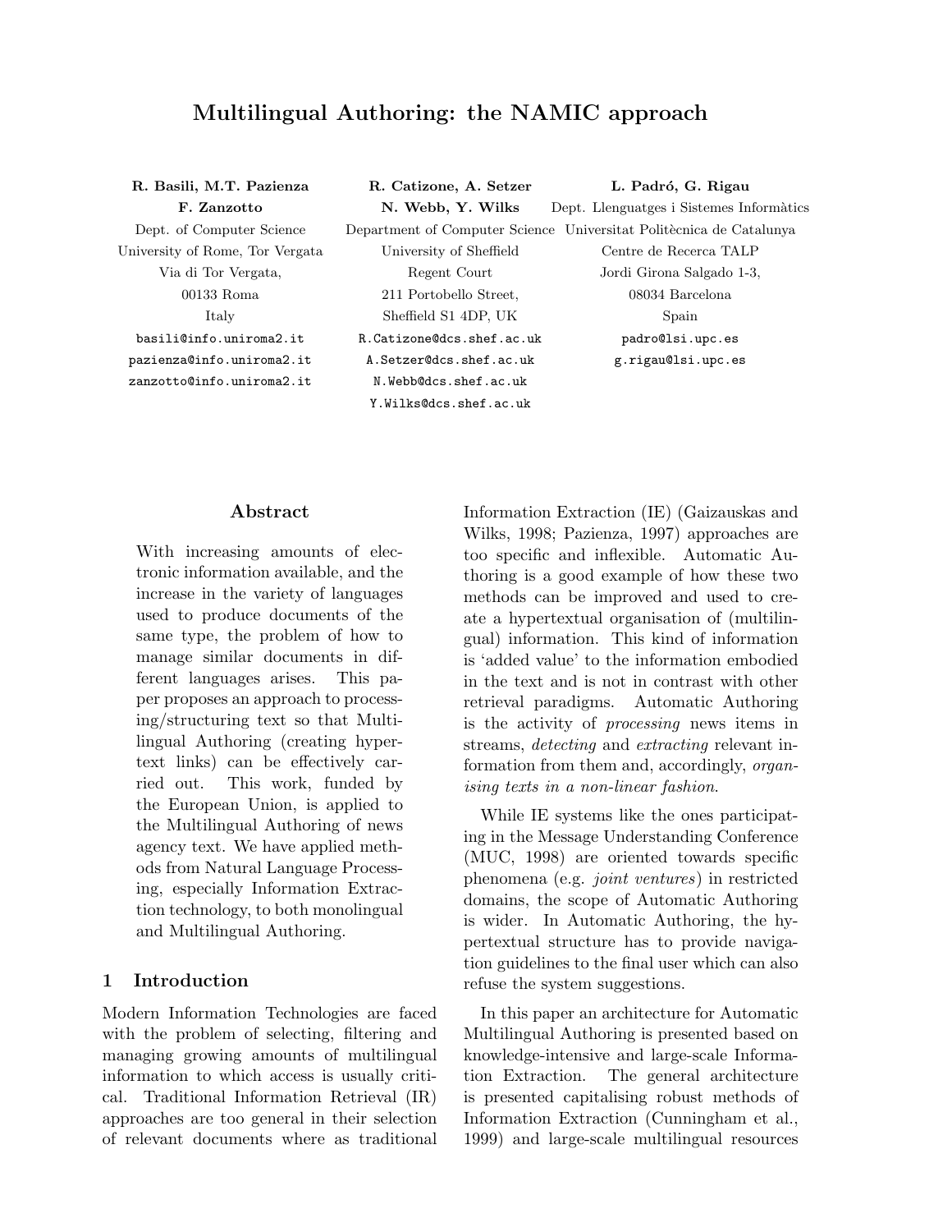# Multilingual Authoring: the NAMIC approach

**R. Basili, M.T. Pazienza**
**F. Zanzotto**
Dept. of Computer Science
University of Rome, Tor Vergata
Via di Tor Vergata,
00133 Roma
Italy
basili@info.uniroma2.it
pazienza@info.uniroma2.it
zanzotto@info.uniroma2.it

**R. Catizone, A. Setzer**
**N. Webb, Y. Wilks**
Department of Computer Science
University of Sheffield
Regent Court
211 Portobello Street,
Sheffield S1 4DP, UK
R.Catizone@dcs.shef.ac.uk
A.Setzer@dcs.shef.ac.uk
N.Webb@dcs.shef.ac.uk
Y.Wilks@dcs.shef.ac.uk

**L. Padró, G. Rigau**
Dept. Llenguatges i Sistemes Informàtics
Universitat Politècnica de Catalunya
Centre de Recerca TALP
Jordi Girona Salgado 1-3,
08034 Barcelona
Spain
padro@lsi.upc.es
g.rigau@lsi.upc.es

## Abstract

With increasing amounts of electronic information available, and the increase in the variety of languages used to produce documents of the same type, the problem of how to manage similar documents in different languages arises. This paper proposes an approach to processing/structuring text so that Multilingual Authoring (creating hypertext links) can be effectively carried out. This work, funded by the European Union, is applied to the Multilingual Authoring of news agency text. We have applied methods from Natural Language Processing, especially Information Extraction technology, to both monolingual and Multilingual Authoring.

## 1 Introduction

Modern Information Technologies are faced with the problem of selecting, filtering and managing growing amounts of multilingual information to which access is usually critical. Traditional Information Retrieval (IR) approaches are too general in their selection of relevant documents where as traditional Information Extraction (IE) (Gaizauskas and Wilks, 1998; Pazienza, 1997) approaches are too specific and inflexible. Automatic Authoring is a good example of how these two methods can be improved and used to create a hypertextual organisation of (multilingual) information. This kind of information is 'added value' to the information embodied in the text and is not in contrast with other retrieval paradigms. Automatic Authoring is the activity of *processing* news items in streams, *detecting* and *extracting* relevant information from them and, accordingly, *organising texts in a non-linear fashion*.

While IE systems like the ones participating in the Message Understanding Conference (MUC, 1998) are oriented towards specific phenomena (e.g. *joint ventures*) in restricted domains, the scope of Automatic Authoring is wider. In Automatic Authoring, the hypertextual structure has to provide navigation guidelines to the final user which can also refuse the system suggestions.

In this paper an architecture for Automatic Multilingual Authoring is presented based on knowledge-intensive and large-scale Information Extraction. The general architecture is presented capitalising robust methods of Information Extraction (Cunningham et al., 1999) and large-scale multilingual resources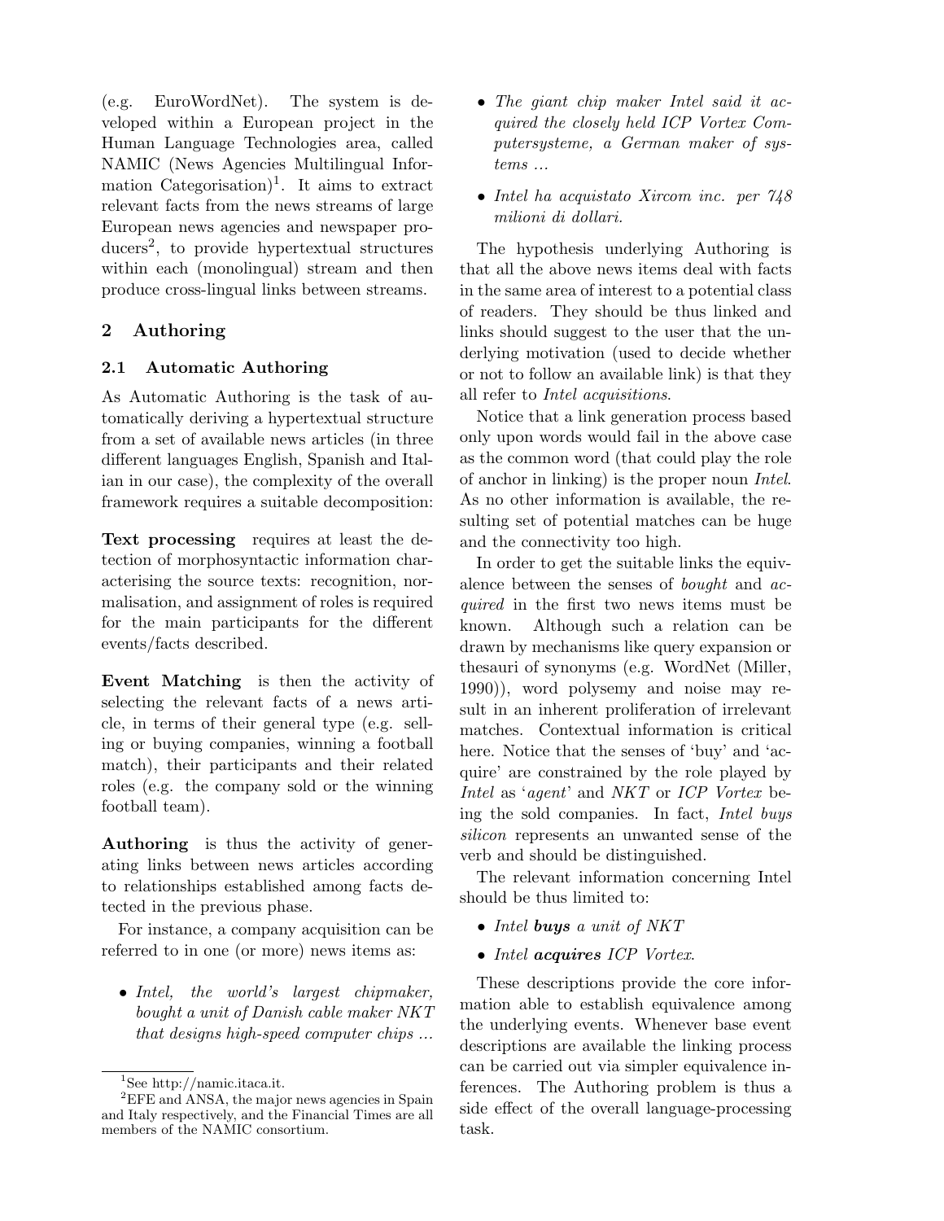(e.g. EuroWordNet). The system is developed within a European project in the Human Language Technologies area, called NAMIC (News Agencies Multilingual Information Categorisation)[1]. It aims to extract relevant facts from the news streams of large European news agencies and newspaper producers[2], to provide hypertextual structures within each (monolingual) stream and then produce cross-lingual links between streams.

## 2 Authoring

### 2.1 Automatic Authoring

As Automatic Authoring is the task of automatically deriving a hypertextual structure from a set of available news articles (in three different languages English, Spanish and Italian in our case), the complexity of the overall framework requires a suitable decomposition:

**Text processing** requires at least the detection of morphosyntactic information characterising the source texts: recognition, normalisation, and assignment of roles is required for the main participants for the different events/facts described.

**Event Matching** is then the activity of selecting the relevant facts of a news article, in terms of their general type (e.g. selling or buying companies, winning a football match), their participants and their related roles (e.g. the company sold or the winning football team).

**Authoring** is thus the activity of generating links between news articles according to relationships established among facts detected in the previous phase.

For instance, a company acquisition can be referred to in one (or more) news items as:

- *Intel, the world's largest chipmaker, bought a unit of Danish cable maker NKT that designs high-speed computer chips ...*
- *The giant chip maker Intel said it acquired the closely held ICP Vortex Computersysteme, a German maker of systems ...*
- *Intel ha acquistato Xircom inc. per 748 milioni di dollari.*

The hypothesis underlying Authoring is that all the above news items deal with facts in the same area of interest to a potential class of readers. They should be thus linked and links should suggest to the user that the underlying motivation (used to decide whether or not to follow an available link) is that they all refer to *Intel acquisitions*.

Notice that a link generation process based only upon words would fail in the above case as the common word (that could play the role of anchor in linking) is the proper noun *Intel*. As no other information is available, the resulting set of potential matches can be huge and the connectivity too high.

In order to get the suitable links the equivalence between the senses of *bought* and *acquired* in the first two news items must be known. Although such a relation can be drawn by mechanisms like query expansion or thesauri of synonyms (e.g. WordNet (Miller, 1990)), word polysemy and noise may result in an inherent proliferation of irrelevant matches. Contextual information is critical here. Notice that the senses of 'buy' and 'acquire' are constrained by the role played by *Intel* as '*agent*' and *NKT* or *ICP Vortex* being the sold companies. In fact, *Intel buys silicon* represents an unwanted sense of the verb and should be distinguished.

The relevant information concerning Intel should be thus limited to:

- *Intel* ***buys*** *a unit of NKT*
- *Intel* ***acquires*** *ICP Vortex*.

These descriptions provide the core information able to establish equivalence among the underlying events. Whenever base event descriptions are available the linking process can be carried out via simpler equivalence inferences. The Authoring problem is thus a side effect of the overall language-processing task.

---

[1] See http://namic.itaca.it.

[2] EFE and ANSA, the major news agencies in Spain and Italy respectively, and the Financial Times are all members of the NAMIC consortium.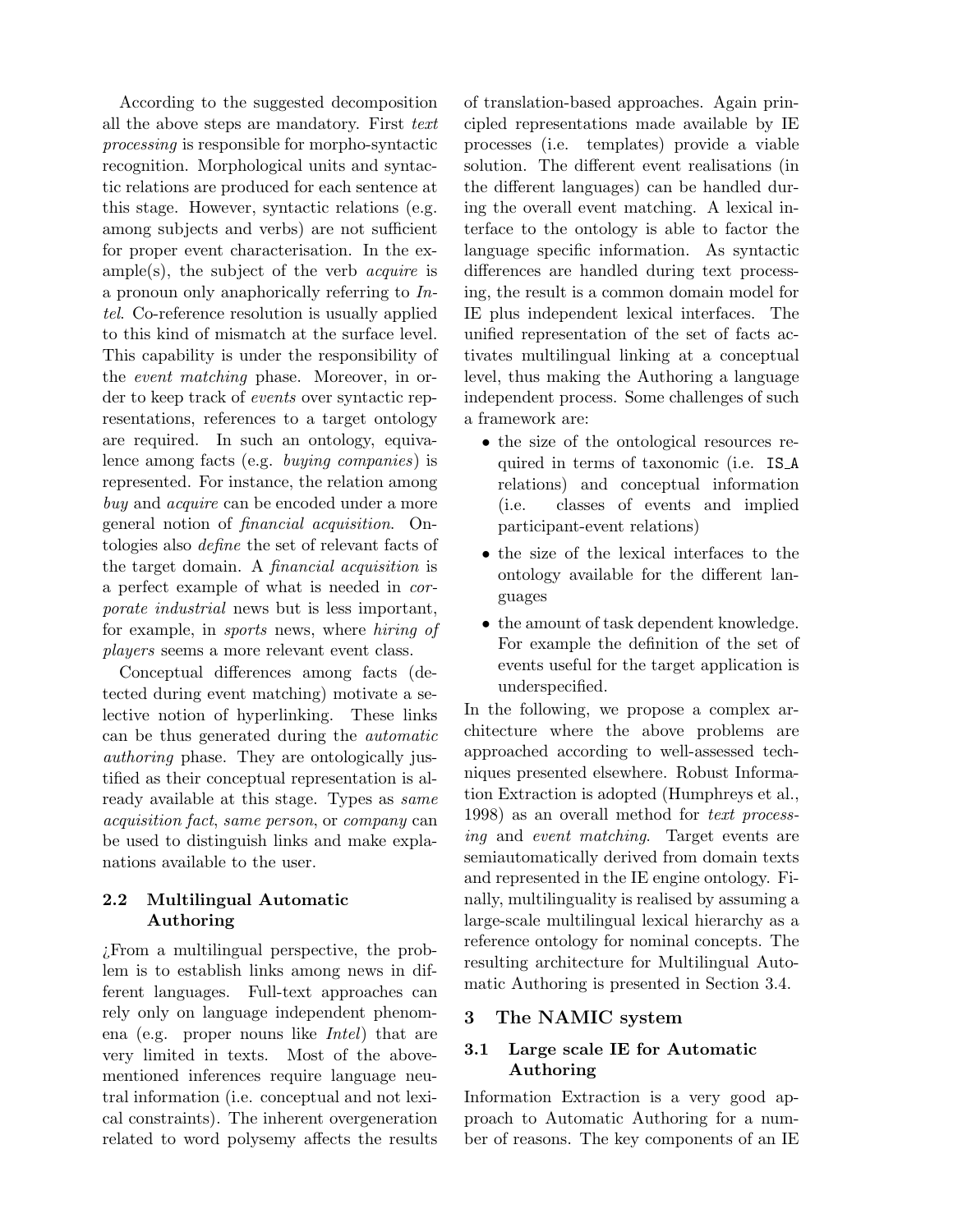According to the suggested decomposition all the above steps are mandatory. First *text processing* is responsible for morpho-syntactic recognition. Morphological units and syntactic relations are produced for each sentence at this stage. However, syntactic relations (e.g. among subjects and verbs) are not sufficient for proper event characterisation. In the example(s), the subject of the verb *acquire* is a pronoun only anaphorically referring to *Intel*. Co-reference resolution is usually applied to this kind of mismatch at the surface level. This capability is under the responsibility of the *event matching* phase. Moreover, in order to keep track of *events* over syntactic representations, references to a target ontology are required. In such an ontology, equivalence among facts (e.g. *buying companies*) is represented. For instance, the relation among *buy* and *acquire* can be encoded under a more general notion of *financial acquisition*. Ontologies also *define* the set of relevant facts of the target domain. A *financial acquisition* is a perfect example of what is needed in *corporate industrial* news but is less important, for example, in *sports* news, where *hiring of players* seems a more relevant event class.

Conceptual differences among facts (detected during event matching) motivate a selective notion of hyperlinking. These links can be thus generated during the *automatic authoring* phase. They are ontologically justified as their conceptual representation is already available at this stage. Types as *same acquisition fact*, *same person*, or *company* can be used to distinguish links and make explanations available to the user.

### 2.2 Multilingual Automatic Authoring

¿From a multilingual perspective, the problem is to establish links among news in different languages. Full-text approaches can rely only on language independent phenomena (e.g. proper nouns like *Intel*) that are very limited in texts. Most of the above-mentioned inferences require language neutral information (i.e. conceptual and not lexical constraints). The inherent overgeneration related to word polysemy affects the results of translation-based approaches. Again principled representations made available by IE processes (i.e. templates) provide a viable solution. The different event realisations (in the different languages) can be handled during the overall event matching. A lexical interface to the ontology is able to factor the language specific information. As syntactic differences are handled during text processing, the result is a common domain model for IE plus independent lexical interfaces. The unified representation of the set of facts activates multilingual linking at a conceptual level, thus making the Authoring a language independent process. Some challenges of such a framework are:

- the size of the ontological resources required in terms of taxonomic (i.e. `IS_A` relations) and conceptual information (i.e. classes of events and implied participant-event relations)
- the size of the lexical interfaces to the ontology available for the different languages
- the amount of task dependent knowledge. For example the definition of the set of events useful for the target application is underspecified.

In the following, we propose a complex architecture where the above problems are approached according to well-assessed techniques presented elsewhere. Robust Information Extraction is adopted (Humphreys et al., 1998) as an overall method for *text processing* and *event matching*. Target events are semiautomatically derived from domain texts and represented in the IE engine ontology. Finally, multilinguality is realised by assuming a large-scale multilingual lexical hierarchy as a reference ontology for nominal concepts. The resulting architecture for Multilingual Automatic Authoring is presented in Section 3.4.

## 3 The NAMIC system

### 3.1 Large scale IE for Automatic Authoring

Information Extraction is a very good approach to Automatic Authoring for a number of reasons. The key components of an IE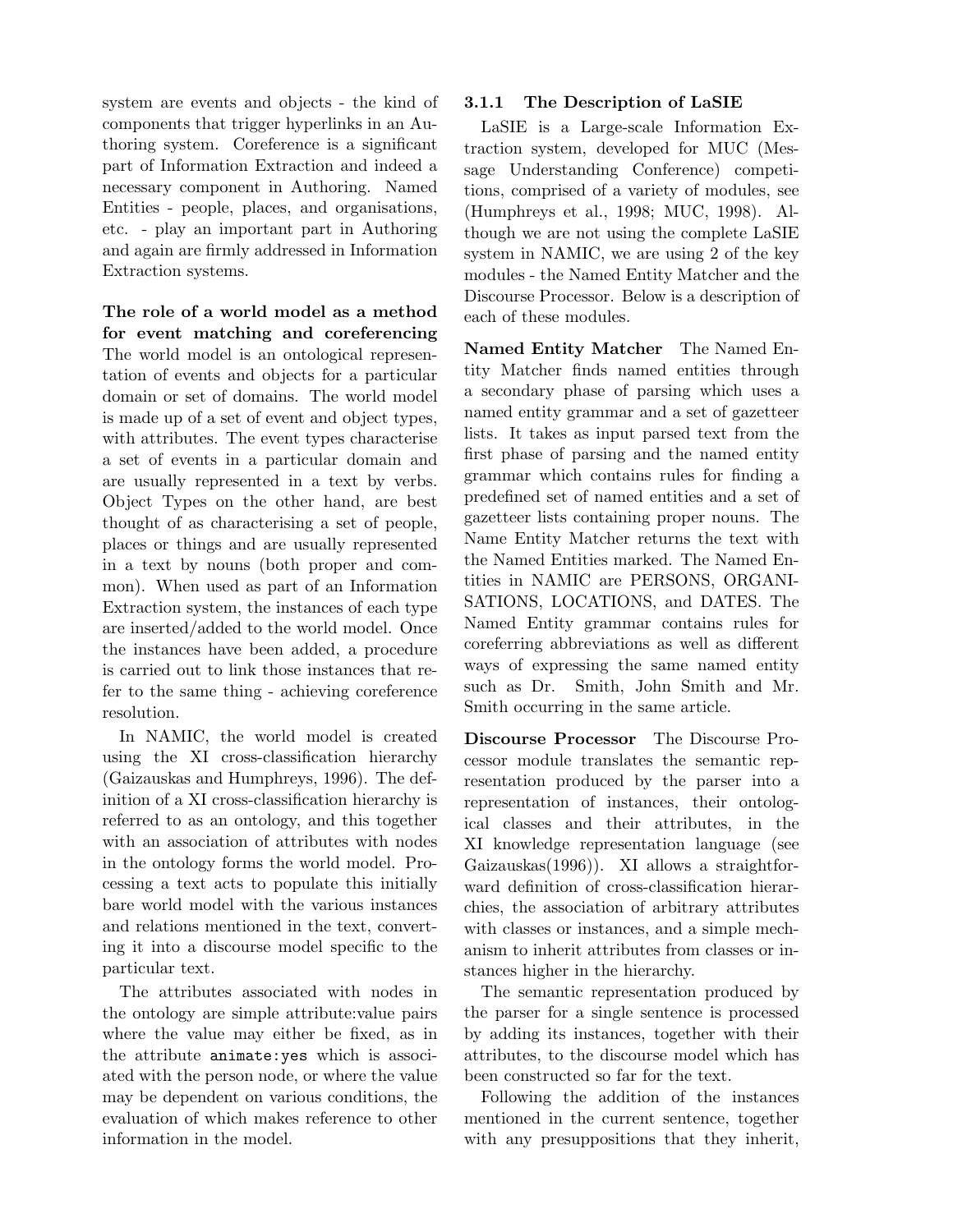system are events and objects - the kind of components that trigger hyperlinks in an Authoring system. Coreference is a significant part of Information Extraction and indeed a necessary component in Authoring. Named Entities - people, places, and organisations, etc. - play an important part in Authoring and again are firmly addressed in Information Extraction systems.

**The role of a world model as a method for event matching and coreferencing** The world model is an ontological representation of events and objects for a particular domain or set of domains. The world model is made up of a set of event and object types, with attributes. The event types characterise a set of events in a particular domain and are usually represented in a text by verbs. Object Types on the other hand, are best thought of as characterising a set of people, places or things and are usually represented in a text by nouns (both proper and common). When used as part of an Information Extraction system, the instances of each type are inserted/added to the world model. Once the instances have been added, a procedure is carried out to link those instances that refer to the same thing - achieving coreference resolution.

In NAMIC, the world model is created using the XI cross-classification hierarchy (Gaizauskas and Humphreys, 1996). The definition of a XI cross-classification hierarchy is referred to as an ontology, and this together with an association of attributes with nodes in the ontology forms the world model. Processing a text acts to populate this initially bare world model with the various instances and relations mentioned in the text, converting it into a discourse model specific to the particular text.

The attributes associated with nodes in the ontology are simple attribute:value pairs where the value may either be fixed, as in the attribute `animate:yes` which is associated with the person node, or where the value may be dependent on various conditions, the evaluation of which makes reference to other information in the model.

### 3.1.1 The Description of LaSIE

LaSIE is a Large-scale Information Extraction system, developed for MUC (Message Understanding Conference) competitions, comprised of a variety of modules, see (Humphreys et al., 1998; MUC, 1998). Although we are not using the complete LaSIE system in NAMIC, we are using 2 of the key modules - the Named Entity Matcher and the Discourse Processor. Below is a description of each of these modules.

**Named Entity Matcher** The Named Entity Matcher finds named entities through a secondary phase of parsing which uses a named entity grammar and a set of gazetteer lists. It takes as input parsed text from the first phase of parsing and the named entity grammar which contains rules for finding a predefined set of named entities and a set of gazetteer lists containing proper nouns. The Name Entity Matcher returns the text with the Named Entities marked. The Named Entities in NAMIC are PERSONS, ORGANISATIONS, LOCATIONS, and DATES. The Named Entity grammar contains rules for coreferring abbreviations as well as different ways of expressing the same named entity such as Dr. Smith, John Smith and Mr. Smith occurring in the same article.

**Discourse Processor** The Discourse Processor module translates the semantic representation produced by the parser into a representation of instances, their ontological classes and their attributes, in the XI knowledge representation language (see Gaizauskas(1996)). XI allows a straightforward definition of cross-classification hierarchies, the association of arbitrary attributes with classes or instances, and a simple mechanism to inherit attributes from classes or instances higher in the hierarchy.

The semantic representation produced by the parser for a single sentence is processed by adding its instances, together with their attributes, to the discourse model which has been constructed so far for the text.

Following the addition of the instances mentioned in the current sentence, together with any presuppositions that they inherit,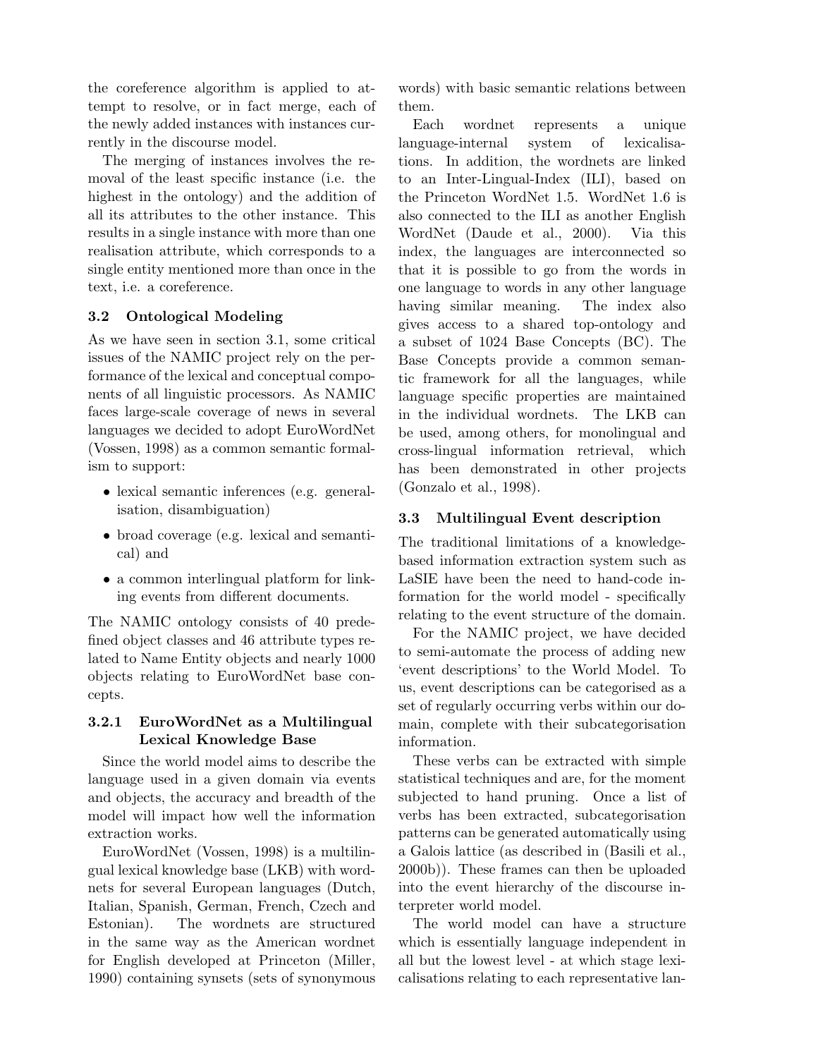the coreference algorithm is applied to attempt to resolve, or in fact merge, each of the newly added instances with instances currently in the discourse model.

The merging of instances involves the removal of the least specific instance (i.e. the highest in the ontology) and the addition of all its attributes to the other instance. This results in a single instance with more than one realisation attribute, which corresponds to a single entity mentioned more than once in the text, i.e. a coreference.

### 3.2 Ontological Modeling

As we have seen in section 3.1, some critical issues of the NAMIC project rely on the performance of the lexical and conceptual components of all linguistic processors. As NAMIC faces large-scale coverage of news in several languages we decided to adopt EuroWordNet (Vossen, 1998) as a common semantic formalism to support:

- lexical semantic inferences (e.g. generalisation, disambiguation)
- broad coverage (e.g. lexical and semantical) and
- a common interlingual platform for linking events from different documents.

The NAMIC ontology consists of 40 predefined object classes and 46 attribute types related to Name Entity objects and nearly 1000 objects relating to EuroWordNet base concepts.

#### 3.2.1 EuroWordNet as a Multilingual Lexical Knowledge Base

Since the world model aims to describe the language used in a given domain via events and objects, the accuracy and breadth of the model will impact how well the information extraction works.

EuroWordNet (Vossen, 1998) is a multilingual lexical knowledge base (LKB) with wordnets for several European languages (Dutch, Italian, Spanish, German, French, Czech and Estonian). The wordnets are structured in the same way as the American wordnet for English developed at Princeton (Miller, 1990) containing synsets (sets of synonymous words) with basic semantic relations between them.

Each wordnet represents a unique language-internal system of lexicalisations. In addition, the wordnets are linked to an Inter-Lingual-Index (ILI), based on the Princeton WordNet 1.5. WordNet 1.6 is also connected to the ILI as another English WordNet (Daude et al., 2000). Via this index, the languages are interconnected so that it is possible to go from the words in one language to words in any other language having similar meaning. The index also gives access to a shared top-ontology and a subset of 1024 Base Concepts (BC). The Base Concepts provide a common semantic framework for all the languages, while language specific properties are maintained in the individual wordnets. The LKB can be used, among others, for monolingual and cross-lingual information retrieval, which has been demonstrated in other projects (Gonzalo et al., 1998).

### 3.3 Multilingual Event description

The traditional limitations of a knowledge-based information extraction system such as LaSIE have been the need to hand-code information for the world model - specifically relating to the event structure of the domain.

For the NAMIC project, we have decided to semi-automate the process of adding new 'event descriptions' to the World Model. To us, event descriptions can be categorised as a set of regularly occurring verbs within our domain, complete with their subcategorisation information.

These verbs can be extracted with simple statistical techniques and are, for the moment subjected to hand pruning. Once a list of verbs has been extracted, subcategorisation patterns can be generated automatically using a Galois lattice (as described in (Basili et al., 2000b)). These frames can then be uploaded into the event hierarchy of the discourse interpreter world model.

The world model can have a structure which is essentially language independent in all but the lowest level - at which stage lexicalisations relating to each representative lan-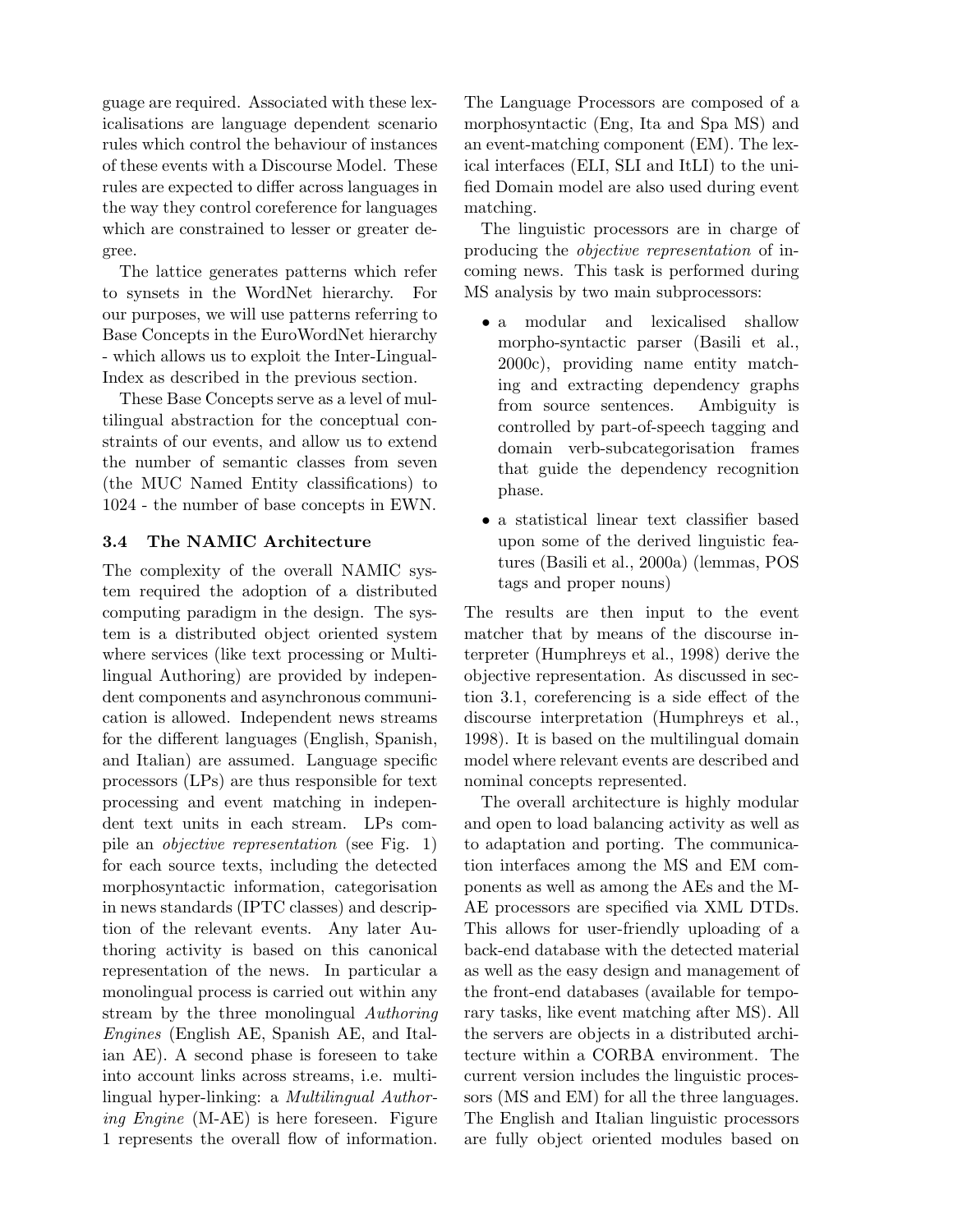guage are required. Associated with these lexicalisations are language dependent scenario rules which control the behaviour of instances of these events with a Discourse Model. These rules are expected to differ across languages in the way they control coreference for languages which are constrained to lesser or greater degree.

The lattice generates patterns which refer to synsets in the WordNet hierarchy. For our purposes, we will use patterns referring to Base Concepts in the EuroWordNet hierarchy - which allows us to exploit the Inter-Lingual-Index as described in the previous section.

These Base Concepts serve as a level of multilingual abstraction for the conceptual constraints of our events, and allow us to extend the number of semantic classes from seven (the MUC Named Entity classifications) to 1024 - the number of base concepts in EWN.

### 3.4 The NAMIC Architecture

The complexity of the overall NAMIC system required the adoption of a distributed computing paradigm in the design. The system is a distributed object oriented system where services (like text processing or Multilingual Authoring) are provided by independent components and asynchronous communication is allowed. Independent news streams for the different languages (English, Spanish, and Italian) are assumed. Language specific processors (LPs) are thus responsible for text processing and event matching in independent text units in each stream. LPs compile an *objective representation* (see Fig. 1) for each source texts, including the detected morphosyntactic information, categorisation in news standards (IPTC classes) and description of the relevant events. Any later Authoring activity is based on this canonical representation of the news. In particular a monolingual process is carried out within any stream by the three monolingual *Authoring Engines* (English AE, Spanish AE, and Italian AE). A second phase is foreseen to take into account links across streams, i.e. multilingual hyper-linking: a *Multilingual Authoring Engine* (M-AE) is here foreseen. Figure 1 represents the overall flow of information.

The Language Processors are composed of a morphosyntactic (Eng, Ita and Spa MS) and an event-matching component (EM). The lexical interfaces (ELI, SLI and ItLI) to the unified Domain model are also used during event matching.

The linguistic processors are in charge of producing the *objective representation* of incoming news. This task is performed during MS analysis by two main subprocessors:

- a modular and lexicalised shallow morpho-syntactic parser (Basili et al., 2000c), providing name entity matching and extracting dependency graphs from source sentences. Ambiguity is controlled by part-of-speech tagging and domain verb-subcategorisation frames that guide the dependency recognition phase.
- a statistical linear text classifier based upon some of the derived linguistic features (Basili et al., 2000a) (lemmas, POS tags and proper nouns)

The results are then input to the event matcher that by means of the discourse interpreter (Humphreys et al., 1998) derive the objective representation. As discussed in section 3.1, coreferencing is a side effect of the discourse interpretation (Humphreys et al., 1998). It is based on the multilingual domain model where relevant events are described and nominal concepts represented.

The overall architecture is highly modular and open to load balancing activity as well as to adaptation and porting. The communication interfaces among the MS and EM components as well as among the AEs and the M-AE processors are specified via XML DTDs. This allows for user-friendly uploading of a back-end database with the detected material as well as the easy design and management of the front-end databases (available for temporary tasks, like event matching after MS). All the servers are objects in a distributed architecture within a CORBA environment. The current version includes the linguistic processors (MS and EM) for all the three languages. The English and Italian linguistic processors are fully object oriented modules based on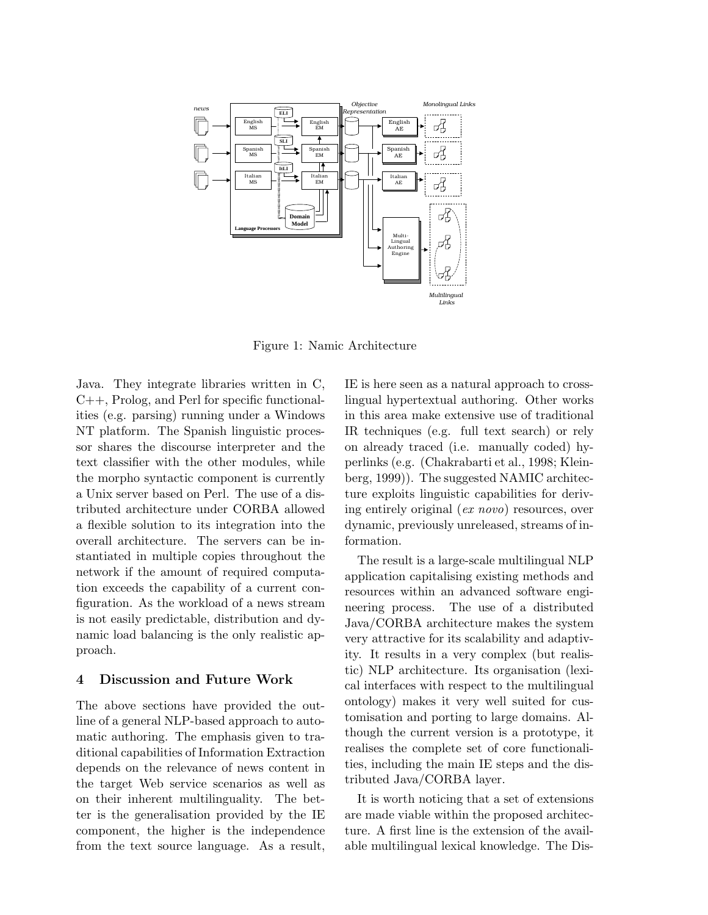Figure 1: Namic Architecture

Java. They integrate libraries written in C, C++, Prolog, and Perl for specific functionalities (e.g. parsing) running under a Windows NT platform. The Spanish linguistic processor shares the discourse interpreter and the text classifier with the other modules, while the morpho syntactic component is currently a Unix server based on Perl. The use of a distributed architecture under CORBA allowed a flexible solution to its integration into the overall architecture. The servers can be instantiated in multiple copies throughout the network if the amount of required computation exceeds the capability of a current configuration. As the workload of a news stream is not easily predictable, distribution and dynamic load balancing is the only realistic approach.

## 4 Discussion and Future Work

The above sections have provided the outline of a general NLP-based approach to automatic authoring. The emphasis given to traditional capabilities of Information Extraction depends on the relevance of news content in the target Web service scenarios as well as on their inherent multilinguality. The better is the generalisation provided by the IE component, the higher is the independence from the text source language. As a result, IE is here seen as a natural approach to cross-lingual hypertextual authoring. Other works in this area make extensive use of traditional IR techniques (e.g. full text search) or rely on already traced (i.e. manually coded) hyperlinks (e.g. (Chakrabarti et al., 1998; Kleinberg, 1999)). The suggested NAMIC architecture exploits linguistic capabilities for deriving entirely original (*ex novo*) resources, over dynamic, previously unreleased, streams of information.

The result is a large-scale multilingual NLP application capitalising existing methods and resources within an advanced software engineering process. The use of a distributed Java/CORBA architecture makes the system very attractive for its scalability and adaptivity. It results in a very complex (but realistic) NLP architecture. Its organisation (lexical interfaces with respect to the multilingual ontology) makes it very well suited for customisation and porting to large domains. Although the current version is a prototype, it realises the complete set of core functionalities, including the main IE steps and the distributed Java/CORBA layer.

It is worth noticing that a set of extensions are made viable within the proposed architecture. A first line is the extension of the available multilingual lexical knowledge. The Dis-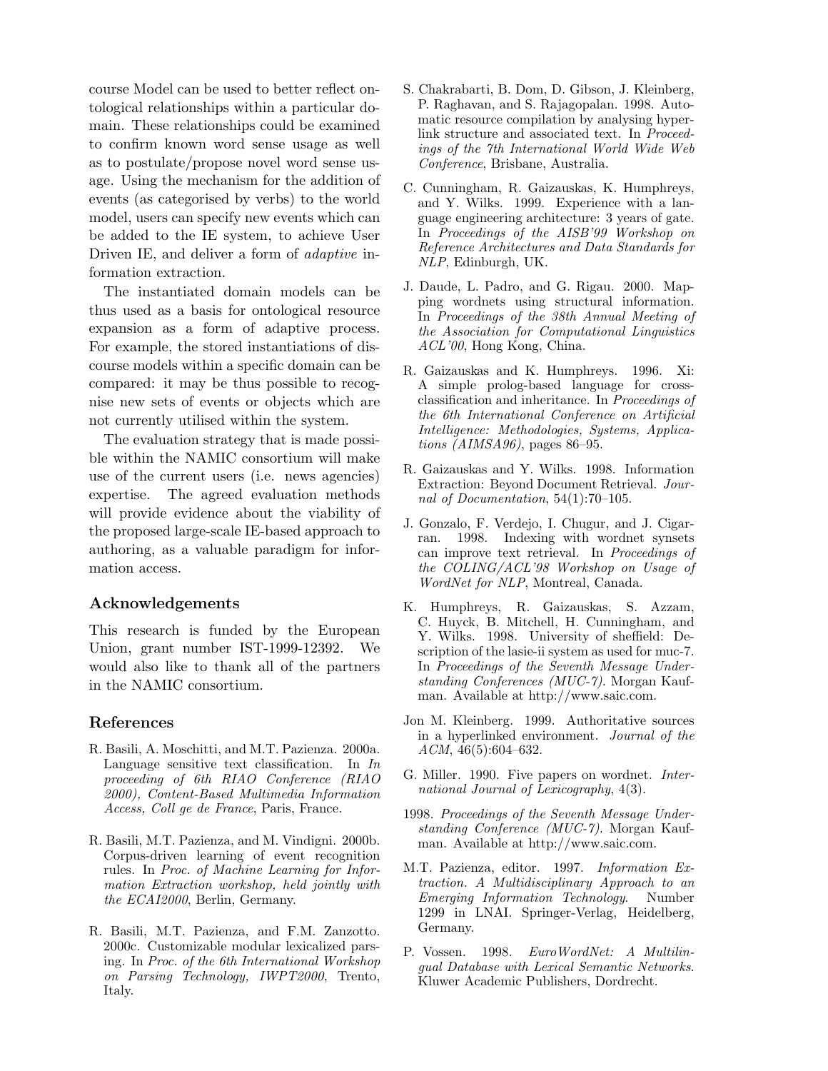course Model can be used to better reflect ontological relationships within a particular domain. These relationships could be examined to confirm known word sense usage as well as to postulate/propose novel word sense usage. Using the mechanism for the addition of events (as categorised by verbs) to the world model, users can specify new events which can be added to the IE system, to achieve User Driven IE, and deliver a form of *adaptive* information extraction.

The instantiated domain models can be thus used as a basis for ontological resource expansion as a form of adaptive process. For example, the stored instantiations of discourse models within a specific domain can be compared: it may be thus possible to recognise new sets of events or objects which are not currently utilised within the system.

The evaluation strategy that is made possible within the NAMIC consortium will make use of the current users (i.e. news agencies) expertise. The agreed evaluation methods will provide evidence about the viability of the proposed large-scale IE-based approach to authoring, as a valuable paradigm for information access.

## Acknowledgements

This research is funded by the European Union, grant number IST-1999-12392. We would also like to thank all of the partners in the NAMIC consortium.

## References

R. Basili, A. Moschitti, and M.T. Pazienza. 2000a. Language sensitive text classification. In *In proceeding of 6th RIAO Conference (RIAO 2000), Content-Based Multimedia Information Access, Coll ge de France*, Paris, France.

R. Basili, M.T. Pazienza, and M. Vindigni. 2000b. Corpus-driven learning of event recognition rules. In *Proc. of Machine Learning for Information Extraction workshop, held jointly with the ECAI2000*, Berlin, Germany.

R. Basili, M.T. Pazienza, and F.M. Zanzotto. 2000c. Customizable modular lexicalized parsing. In *Proc. of the 6th International Workshop on Parsing Technology, IWPT2000*, Trento, Italy.

S. Chakrabarti, B. Dom, D. Gibson, J. Kleinberg, P. Raghavan, and S. Rajagopalan. 1998. Automatic resource compilation by analysing hyperlink structure and associated text. In *Proceedings of the 7th International World Wide Web Conference*, Brisbane, Australia.

C. Cunningham, R. Gaizauskas, K. Humphreys, and Y. Wilks. 1999. Experience with a language engineering architecture: 3 years of gate. In *Proceedings of the AISB'99 Workshop on Reference Architectures and Data Standards for NLP*, Edinburgh, UK.

J. Daude, L. Padro, and G. Rigau. 2000. Mapping wordnets using structural information. In *Proceedings of the 38th Annual Meeting of the Association for Computational Linguistics ACL'00*, Hong Kong, China.

R. Gaizauskas and K. Humphreys. 1996. Xi: A simple prolog-based language for cross-classification and inheritance. In *Proceedings of the 6th International Conference on Artificial Intelligence: Methodologies, Systems, Applications (AIMSA96)*, pages 86–95.

R. Gaizauskas and Y. Wilks. 1998. Information Extraction: Beyond Document Retrieval. *Journal of Documentation*, 54(1):70–105.

J. Gonzalo, F. Verdejo, I. Chugur, and J. Cigarran. 1998. Indexing with wordnet synsets can improve text retrieval. In *Proceedings of the COLING/ACL'98 Workshop on Usage of WordNet for NLP*, Montreal, Canada.

K. Humphreys, R. Gaizauskas, S. Azzam, C. Huyck, B. Mitchell, H. Cunningham, and Y. Wilks. 1998. University of sheffield: Description of the lasie-ii system as used for muc-7. In *Proceedings of the Seventh Message Understanding Conferences (MUC-7)*. Morgan Kaufman. Available at http://www.saic.com.

Jon M. Kleinberg. 1999. Authoritative sources in a hyperlinked environment. *Journal of the ACM*, 46(5):604–632.

G. Miller. 1990. Five papers on wordnet. *International Journal of Lexicography*, 4(3).

1998. *Proceedings of the Seventh Message Understanding Conference (MUC-7)*. Morgan Kaufman. Available at http://www.saic.com.

M.T. Pazienza, editor. 1997. *Information Extraction. A Multidisciplinary Approach to an Emerging Information Technology*. Number 1299 in LNAI. Springer-Verlag, Heidelberg, Germany.

P. Vossen. 1998. *EuroWordNet: A Multilingual Database with Lexical Semantic Networks*. Kluwer Academic Publishers, Dordrecht.